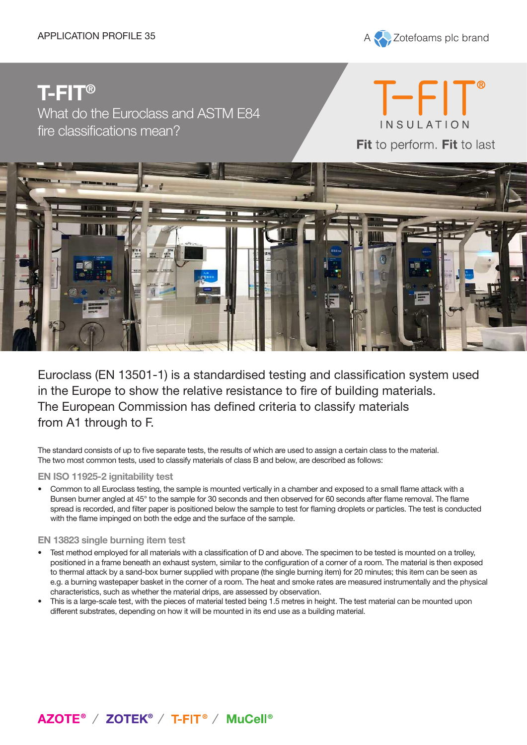APPLICATION PROFILE 35

A Zotefoams plc brand

# T-FIT®

## What do the Euroclass and ASTM E84 fire classifications mean?

T-FIT® INSULATION

**Fit** to perform. **Fit** to last

Euroclass (EN 13501-1) is a standardised testing and classification system used in the Europe to show the relative resistance to fire of building materials. The European Commission has defined criteria to classify materials from A1 through to F.

The standard consists of up to five separate tests, the results of which are used to assign a certain class to the material. The two most common tests, used to classify materials of class B and below, are described as follows:

### EN ISO 11925-2 ignitability test

- Common to all Euroclass testing, the sample is mounted vertically in a chamber and exposed to a small flame attack with a Bunsen burner angled at 45° to the sample for 30 seconds and then observed for 60 seconds after flame removal. The flame spread is recorded, and filter paper is positioned below the sample to test for flaming droplets or particles. The test is conducted with the flame impinged on both the edge and the surface of the sample.

### EN 13823 single burning item test

- Test method employed for all materials with a classification of D and above. The specimen to be tested is mounted on a trolley, positioned in a frame beneath an exhaust system, similar to the configuration of a corner of a room. The material is then exposed to thermal attack by a sand-box burner supplied with propane (the single burning item) for 20 minutes; this item can be seen as e.g. a burning wastepaper basket in the corner of a room. The heat and smoke rates are measured instrumentally and the physical characteristics, such as whether the material drips, are assessed by observation.
- This is a large-scale test, with the pieces of material tested being 1.5 metres in height. The test material can be mounted upon different substrates, depending on how it will be mounted in its end use as a building material.

AZOTE® / ZOTEK® / T-FIT® / MuCell®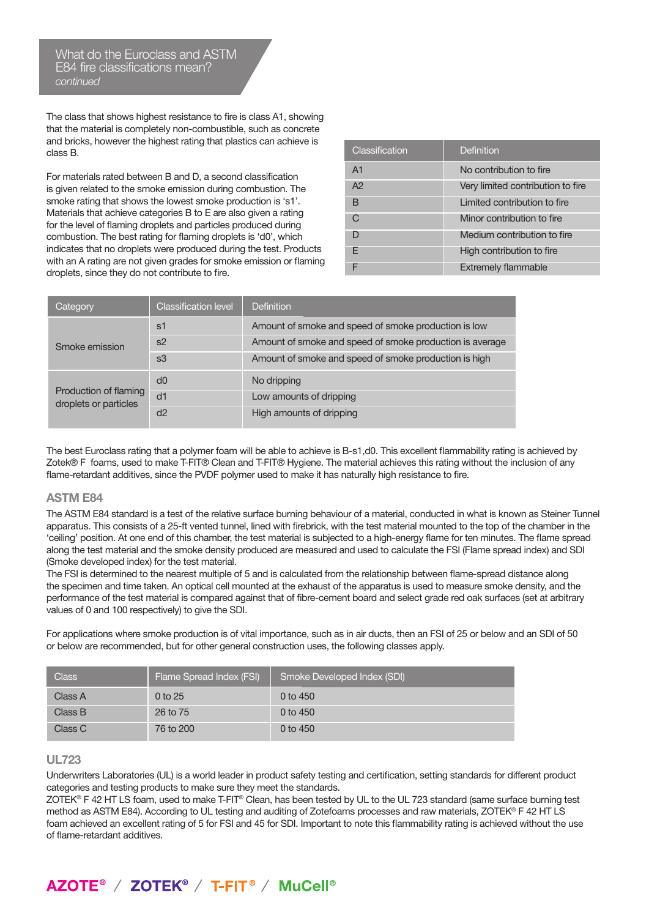## What do the Euroclass and ASTM E84 fire classifications mean?

*continued*

The class that shows highest resistance to fire is class A1, showing that the material is completely non-combustible, such as concrete and bricks, however the highest rating that plastics can achieve is class B.

For materials rated between B and D, a second classification is given related to the smoke emission during combustion. The smoke rating that shows the lowest smoke production is 's1'. Materials that achieve categories B to E are also given a rating for the level of flaming droplets and particles produced during combustion. The best rating for flaming droplets is 'd0', which indicates that no droplets were produced during the test. Products with an A rating are not given grades for smoke emission or flaming droplets, since they do not contribute to fire.

| Classification | Definition |
|---|---|
| A1 | No contribution to fire |
| A2 | Very limited contribution to fire |
| B | Limited contribution to fire |
| C | Minor contribution to fire |
| D | Medium contribution to fire |
| E | High contribution to fire |
| F | Extremely flammable |

| Category | Classification level | Definition |
|---|---|---|
| Smoke emission | s1 | Amount of smoke and speed of smoke production is low |
| | s2 | Amount of smoke and speed of smoke production is average |
| | s3 | Amount of smoke and speed of smoke production is high |
| Production of flaming droplets or particles | d0 | No dripping |
| | d1 | Low amounts of dripping |
| | d2 | High amounts of dripping |

The best Euroclass rating that a polymer foam will be able to achieve is B-s1,d0. This excellent flammability rating is achieved by Zotek® F foams, used to make T-FIT® Clean and T-FIT® Hygiene. The material achieves this rating without the inclusion of any flame-retardant additives, since the PVDF polymer used to make it has naturally high resistance to fire.

### ASTM E84

The ASTM E84 standard is a test of the relative surface burning behaviour of a material, conducted in what is known as Steiner Tunnel apparatus. This consists of a 25-ft vented tunnel, lined with firebrick, with the test material mounted to the top of the chamber in the 'ceiling' position. At one end of this chamber, the test material is subjected to a high-energy flame for ten minutes. The flame spread along the test material and the smoke density produced are measured and used to calculate the FSI (Flame spread index) and SDI (Smoke developed index) for the test material.
The FSI is determined to the nearest multiple of 5 and is calculated from the relationship between flame-spread distance along the specimen and time taken. An optical cell mounted at the exhaust of the apparatus is used to measure smoke density, and the performance of the test material is compared against that of fibre-cement board and select grade red oak surfaces (set at arbitrary values of 0 and 100 respectively) to give the SDI.

For applications where smoke production is of vital importance, such as in air ducts, then an FSI of 25 or below and an SDI of 50 or below are recommended, but for other general construction uses, the following classes apply.

| Class | Flame Spread Index (FSI) | Smoke Developed Index (SDI) |
|---|---|---|
| Class A | 0 to 25 | 0 to 450 |
| Class B | 26 to 75 | 0 to 450 |
| Class C | 76 to 200 | 0 to 450 |

### UL723

Underwriters Laboratories (UL) is a world leader in product safety testing and certification, setting standards for different product categories and testing products to make sure they meet the standards.
ZOTEK® F 42 HT LS foam, used to make T-FIT® Clean, has been tested by UL to the UL 723 standard (same surface burning test method as ASTM E84). According to UL testing and auditing of Zotefoams processes and raw materials, ZOTEK® F 42 HT LS foam achieved an excellent rating of 5 for FSI and 45 for SDI. Important to note this flammability rating is achieved without the use of flame-retardant additives.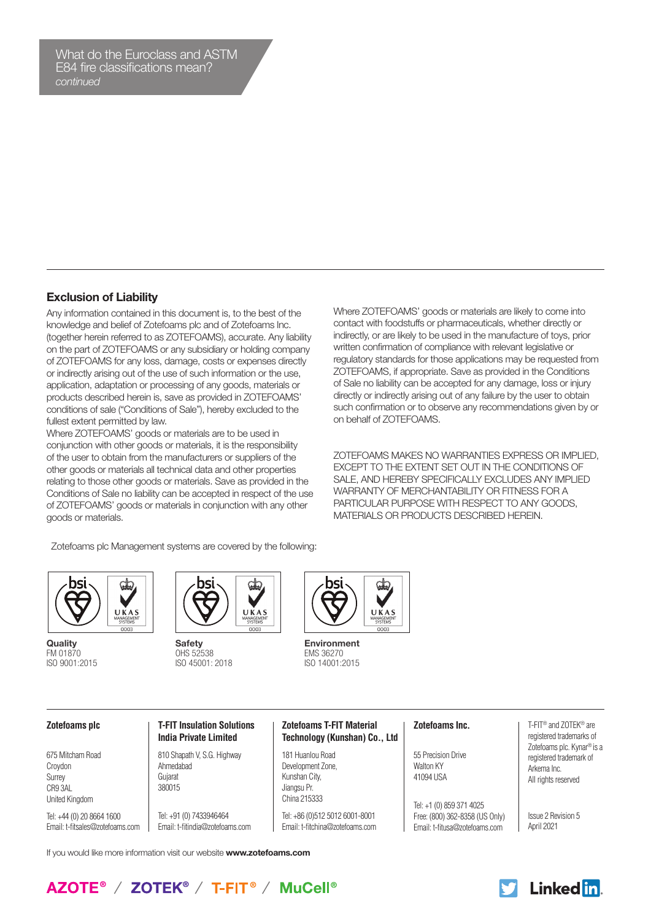What do the Euroclass and ASTM E84 fire classifications mean?
*continued*

## Exclusion of Liability

Any information contained in this document is, to the best of the knowledge and belief of Zotefoams plc and of Zotefoams Inc. (together herein referred to as ZOTEFOAMS), accurate. Any liability on the part of ZOTEFOAMS or any subsidiary or holding company of ZOTEFOAMS for any loss, damage, costs or expenses directly or indirectly arising out of the use of such information or the use, application, adaptation or processing of any goods, materials or products described herein is, save as provided in ZOTEFOAMS' conditions of sale ("Conditions of Sale"), hereby excluded to the fullest extent permitted by law.
Where ZOTEFOAMS' goods or materials are to be used in conjunction with other goods or materials, it is the responsibility of the user to obtain from the manufacturers or suppliers of the other goods or materials all technical data and other properties relating to those other goods or materials. Save as provided in the Conditions of Sale no liability can be accepted in respect of the use of ZOTEFOAMS' goods or materials in conjunction with any other goods or materials.

Where ZOTEFOAMS' goods or materials are likely to come into contact with foodstuffs or pharmaceuticals, whether directly or indirectly, or are likely to be used in the manufacture of toys, prior written confirmation of compliance with relevant legislative or regulatory standards for those applications may be requested from ZOTEFOAMS, if appropriate. Save as provided in the Conditions of Sale no liability can be accepted for any damage, loss or injury directly or indirectly arising out of any failure by the user to obtain such confirmation or to observe any recommendations given by or on behalf of ZOTEFOAMS.

ZOTEFOAMS MAKES NO WARRANTIES EXPRESS OR IMPLIED, EXCEPT TO THE EXTENT SET OUT IN THE CONDITIONS OF SALE, AND HEREBY SPECIFICALLY EXCLUDES ANY IMPLIED WARRANTY OF MERCHANTABILITY OR FITNESS FOR A PARTICULAR PURPOSE WITH RESPECT TO ANY GOODS, MATERIALS OR PRODUCTS DESCRIBED HEREIN.

Zotefoams plc Management systems are covered by the following:

**Quality**
FM 01870
ISO 9001:2015

**Safety**
OHS 52538
ISO 45001: 2018

**Environment**
EMS 36270
ISO 14001:2015

**Zotefoams plc**
675 Mitcham Road
Croydon
Surrey
CR9 3AL
United Kingdom
Tel: +44 (0) 20 8664 1600
Email: t-fitsales@zotefoams.com

**T-FIT Insulation Solutions India Private Limited**
810 Shapath V, S.G. Highway
Ahmedabad
Gujarat
380015
Tel: +91 (0) 7433946464
Email: t-fitindia@zotefoams.com

**Zotefoams T-FIT Material Technology (Kunshan) Co., Ltd**
181 Huanlou Road
Development Zone,
Kunshan City,
Jiangsu Pr.
China 215333
Tel: +86 (0)512 5012 6001-8001
Email: t-fitchina@zotefoams.com

**Zotefoams Inc.**
55 Precision Drive
Walton KY
41094 USA
Tel: +1 (0) 859 371 4025
Free: (800) 362-8358 (US Only)
Email: t-fitusa@zotefoams.com

T-FIT® and ZOTEK® are registered trademarks of Zotefoams plc. Kynar® is a registered trademark of Arkema Inc.
All rights reserved

Issue 2 Revision 5
April 2021

If you would like more information visit our website **www.zotefoams.com**

AZOTE® / ZOTEK® / T-FIT® / MuCell®